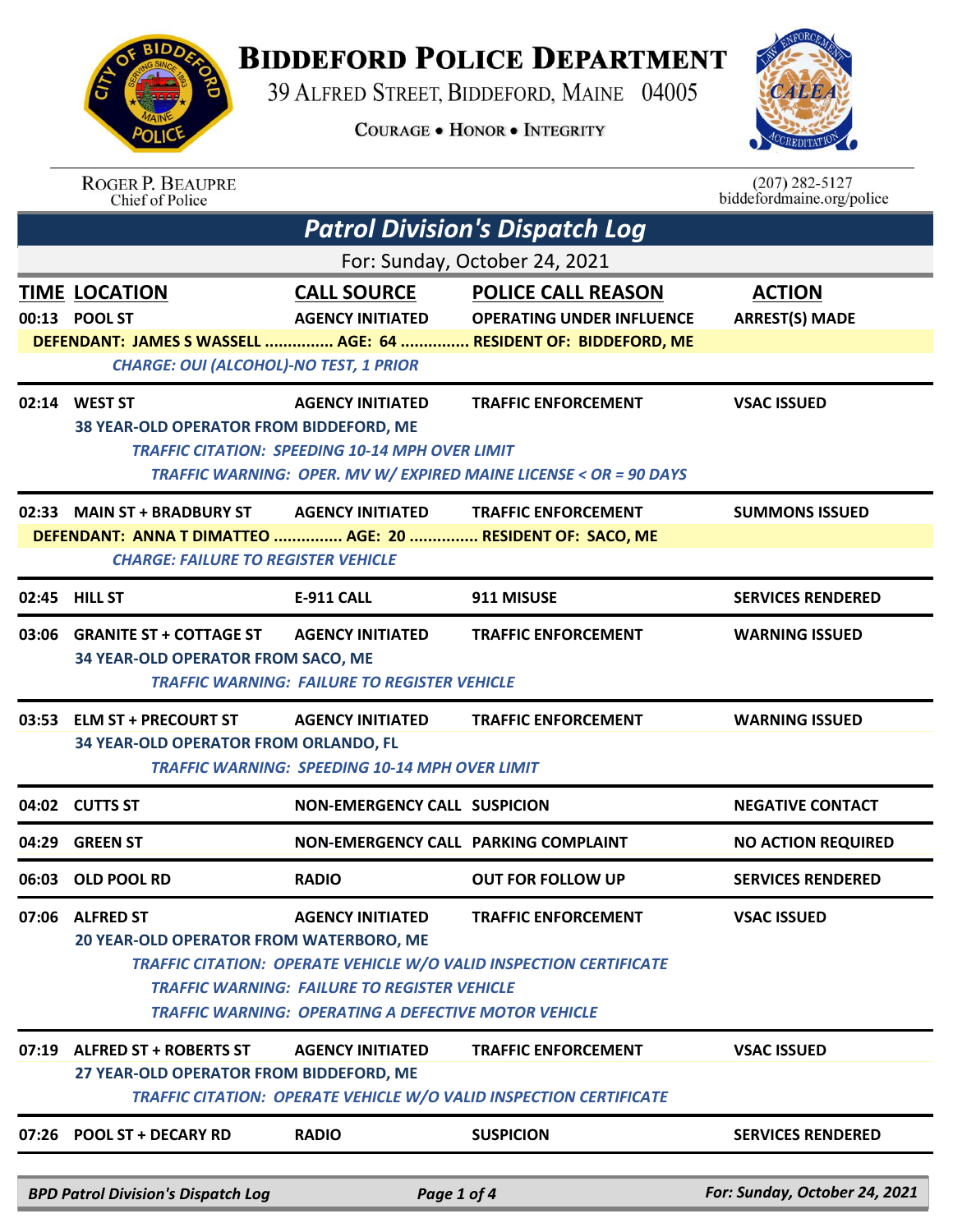# BIDDEFORD POLICE DEPARTMENT

39 ALFRED STREET, BIDDEFORD, MAINE 04005

COURAGE • HONOR • INTEGRITY

ROGER P. BEAUPRE
Chief of Police

(207) 282-5127
biddefordmaine.org/police

## Patrol Division's Dispatch Log

For: Sunday, October 24, 2021

| TIME | LOCATION | CALL SOURCE | POLICE CALL REASON | ACTION |
|---|---|---|---|---|
| 00:13 | POOL ST | AGENCY INITIATED | OPERATING UNDER INFLUENCE | ARREST(S) MADE |

**DEFENDANT: JAMES S WASSELL ............... AGE: 64 ............... RESIDENT OF: BIDDEFORD, ME**

*CHARGE: OUI (ALCOHOL)-NO TEST, 1 PRIOR*

| TIME | LOCATION | CALL SOURCE | POLICE CALL REASON | ACTION |
|---|---|---|---|---|
| 02:14 | WEST ST | AGENCY INITIATED | TRAFFIC ENFORCEMENT | VSAC ISSUED |

38 YEAR-OLD OPERATOR FROM BIDDEFORD, ME

*TRAFFIC CITATION: SPEEDING 10-14 MPH OVER LIMIT*

*TRAFFIC WARNING: OPER. MV W/ EXPIRED MAINE LICENSE < OR = 90 DAYS*

| TIME | LOCATION | CALL SOURCE | POLICE CALL REASON | ACTION |
|---|---|---|---|---|
| 02:33 | MAIN ST + BRADBURY ST | AGENCY INITIATED | TRAFFIC ENFORCEMENT | SUMMONS ISSUED |

**DEFENDANT: ANNA T DIMATTEO ............... AGE: 20 ............... RESIDENT OF: SACO, ME**

*CHARGE: FAILURE TO REGISTER VEHICLE*

| TIME | LOCATION | CALL SOURCE | POLICE CALL REASON | ACTION |
|---|---|---|---|---|
| 02:45 | HILL ST | E-911 CALL | 911 MISUSE | SERVICES RENDERED |
| 03:06 | GRANITE ST + COTTAGE ST | AGENCY INITIATED | TRAFFIC ENFORCEMENT | WARNING ISSUED |

34 YEAR-OLD OPERATOR FROM SACO, ME

*TRAFFIC WARNING: FAILURE TO REGISTER VEHICLE*

| TIME | LOCATION | CALL SOURCE | POLICE CALL REASON | ACTION |
|---|---|---|---|---|
| 03:53 | ELM ST + PRECOURT ST | AGENCY INITIATED | TRAFFIC ENFORCEMENT | WARNING ISSUED |

34 YEAR-OLD OPERATOR FROM ORLANDO, FL

*TRAFFIC WARNING: SPEEDING 10-14 MPH OVER LIMIT*

| TIME | LOCATION | CALL SOURCE | POLICE CALL REASON | ACTION |
|---|---|---|---|---|
| 04:02 | CUTTS ST | NON-EMERGENCY CALL | SUSPICION | NEGATIVE CONTACT |
| 04:29 | GREEN ST | NON-EMERGENCY CALL | PARKING COMPLAINT | NO ACTION REQUIRED |
| 06:03 | OLD POOL RD | RADIO | OUT FOR FOLLOW UP | SERVICES RENDERED |
| 07:06 | ALFRED ST | AGENCY INITIATED | TRAFFIC ENFORCEMENT | VSAC ISSUED |

20 YEAR-OLD OPERATOR FROM WATERBORO, ME

*TRAFFIC CITATION: OPERATE VEHICLE W/O VALID INSPECTION CERTIFICATE*

*TRAFFIC WARNING: FAILURE TO REGISTER VEHICLE*

*TRAFFIC WARNING: OPERATING A DEFECTIVE MOTOR VEHICLE*

| TIME | LOCATION | CALL SOURCE | POLICE CALL REASON | ACTION |
|---|---|---|---|---|
| 07:19 | ALFRED ST + ROBERTS ST | AGENCY INITIATED | TRAFFIC ENFORCEMENT | VSAC ISSUED |

27 YEAR-OLD OPERATOR FROM BIDDEFORD, ME

*TRAFFIC CITATION: OPERATE VEHICLE W/O VALID INSPECTION CERTIFICATE*

| TIME | LOCATION | CALL SOURCE | POLICE CALL REASON | ACTION |
|---|---|---|---|---|
| 07:26 | POOL ST + DECARY RD | RADIO | SUSPICION | SERVICES RENDERED |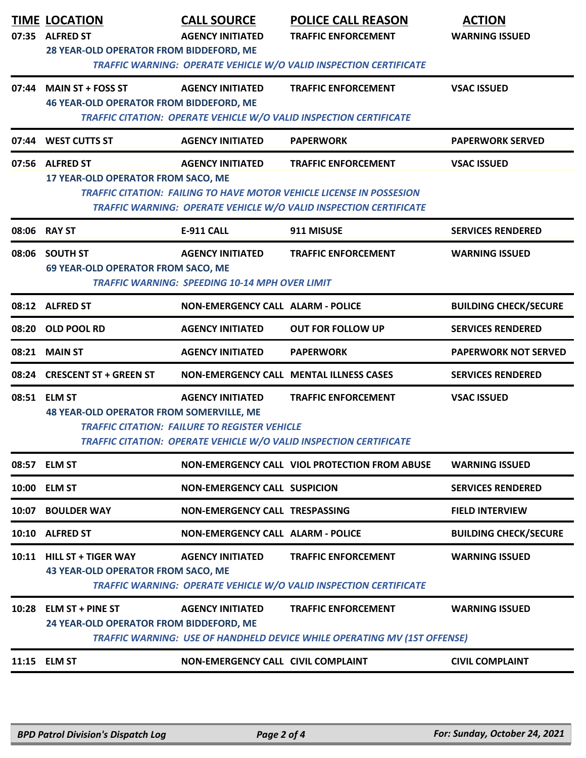| TIME | LOCATION | CALL SOURCE | POLICE CALL REASON | ACTION |
|---|---|---|---|---|
| 07:35 | ALFRED ST | AGENCY INITIATED | TRAFFIC ENFORCEMENT | WARNING ISSUED |
| | 28 YEAR-OLD OPERATOR FROM BIDDEFORD, ME | | | |
| | *TRAFFIC WARNING: OPERATE VEHICLE W/O VALID INSPECTION CERTIFICATE* | | | |
| 07:44 | MAIN ST + FOSS ST | AGENCY INITIATED | TRAFFIC ENFORCEMENT | VSAC ISSUED |
| | 46 YEAR-OLD OPERATOR FROM BIDDEFORD, ME | | | |
| | *TRAFFIC CITATION: OPERATE VEHICLE W/O VALID INSPECTION CERTIFICATE* | | | |
| 07:44 | WEST CUTTS ST | AGENCY INITIATED | PAPERWORK | PAPERWORK SERVED |
| 07:56 | ALFRED ST | AGENCY INITIATED | TRAFFIC ENFORCEMENT | VSAC ISSUED |
| | 17 YEAR-OLD OPERATOR FROM SACO, ME | | | |
| | *TRAFFIC CITATION: FAILING TO HAVE MOTOR VEHICLE LICENSE IN POSSESION* | | | |
| | *TRAFFIC WARNING: OPERATE VEHICLE W/O VALID INSPECTION CERTIFICATE* | | | |
| 08:06 | RAY ST | E-911 CALL | 911 MISUSE | SERVICES RENDERED |
| 08:06 | SOUTH ST | AGENCY INITIATED | TRAFFIC ENFORCEMENT | WARNING ISSUED |
| | 69 YEAR-OLD OPERATOR FROM SACO, ME | | | |
| | *TRAFFIC WARNING: SPEEDING 10-14 MPH OVER LIMIT* | | | |
| 08:12 | ALFRED ST | NON-EMERGENCY CALL | ALARM - POLICE | BUILDING CHECK/SECURE |
| 08:20 | OLD POOL RD | AGENCY INITIATED | OUT FOR FOLLOW UP | SERVICES RENDERED |
| 08:21 | MAIN ST | AGENCY INITIATED | PAPERWORK | PAPERWORK NOT SERVED |
| 08:24 | CRESCENT ST + GREEN ST | NON-EMERGENCY CALL | MENTAL ILLNESS CASES | SERVICES RENDERED |
| 08:51 | ELM ST | AGENCY INITIATED | TRAFFIC ENFORCEMENT | VSAC ISSUED |
| | 48 YEAR-OLD OPERATOR FROM SOMERVILLE, ME | | | |
| | *TRAFFIC CITATION: FAILURE TO REGISTER VEHICLE* | | | |
| | *TRAFFIC CITATION: OPERATE VEHICLE W/O VALID INSPECTION CERTIFICATE* | | | |
| 08:57 | ELM ST | NON-EMERGENCY CALL | VIOL PROTECTION FROM ABUSE | WARNING ISSUED |
| 10:00 | ELM ST | NON-EMERGENCY CALL | SUSPICION | SERVICES RENDERED |
| 10:07 | BOULDER WAY | NON-EMERGENCY CALL | TRESPASSING | FIELD INTERVIEW |
| 10:10 | ALFRED ST | NON-EMERGENCY CALL | ALARM - POLICE | BUILDING CHECK/SECURE |
| 10:11 | HILL ST + TIGER WAY | AGENCY INITIATED | TRAFFIC ENFORCEMENT | WARNING ISSUED |
| | 43 YEAR-OLD OPERATOR FROM SACO, ME | | | |
| | *TRAFFIC WARNING: OPERATE VEHICLE W/O VALID INSPECTION CERTIFICATE* | | | |
| 10:28 | ELM ST + PINE ST | AGENCY INITIATED | TRAFFIC ENFORCEMENT | WARNING ISSUED |
| | 24 YEAR-OLD OPERATOR FROM BIDDEFORD, ME | | | |
| | *TRAFFIC WARNING: USE OF HANDHELD DEVICE WHILE OPERATING MV (1ST OFFENSE)* | | | |
| 11:15 | ELM ST | NON-EMERGENCY CALL | CIVIL COMPLAINT | CIVIL COMPLAINT |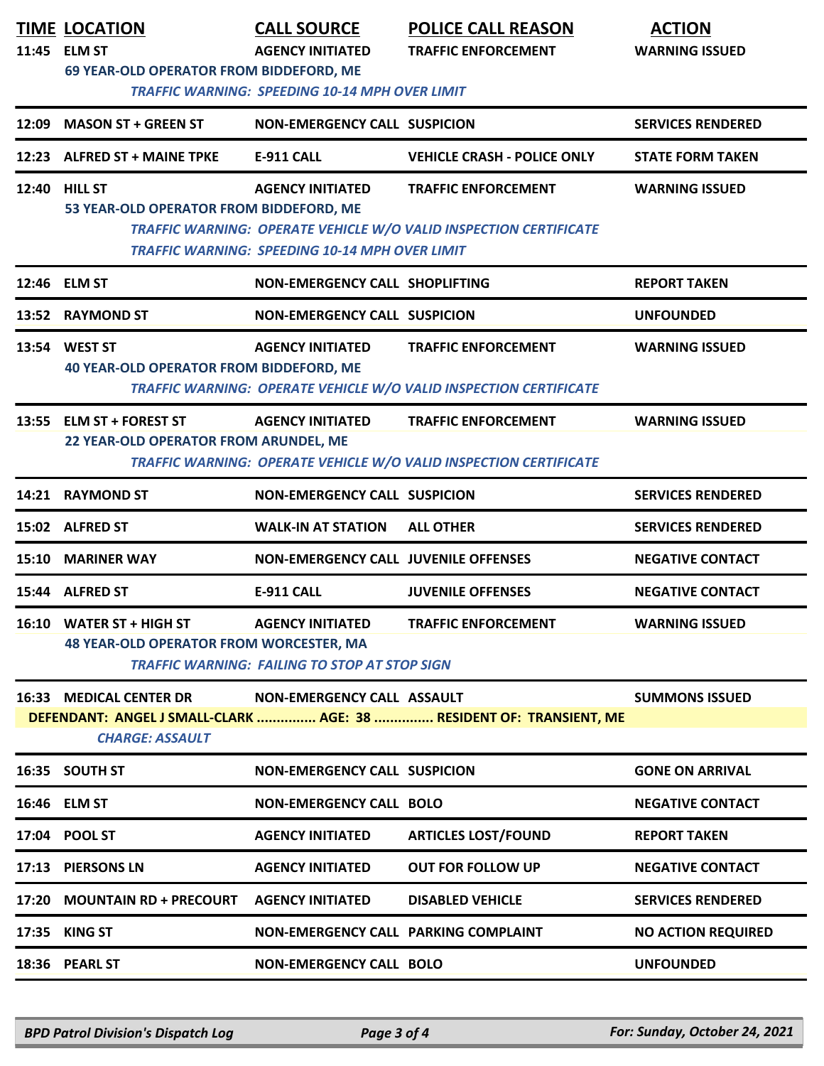| TIME | LOCATION | CALL SOURCE | POLICE CALL REASON | ACTION |
|---|---|---|---|---|
| 11:45 | ELM ST | AGENCY INITIATED | TRAFFIC ENFORCEMENT | WARNING ISSUED |
| | 69 YEAR-OLD OPERATOR FROM BIDDEFORD, ME | | | |
| | *TRAFFIC WARNING: SPEEDING 10-14 MPH OVER LIMIT* | | | |
| 12:09 | MASON ST + GREEN ST | NON-EMERGENCY CALL | SUSPICION | SERVICES RENDERED |
| 12:23 | ALFRED ST + MAINE TPKE | E-911 CALL | VEHICLE CRASH - POLICE ONLY | STATE FORM TAKEN |
| 12:40 | HILL ST | AGENCY INITIATED | TRAFFIC ENFORCEMENT | WARNING ISSUED |
| | 53 YEAR-OLD OPERATOR FROM BIDDEFORD, ME | | | |
| | *TRAFFIC WARNING: OPERATE VEHICLE W/O VALID INSPECTION CERTIFICATE* | | | |
| | *TRAFFIC WARNING: SPEEDING 10-14 MPH OVER LIMIT* | | | |
| 12:46 | ELM ST | NON-EMERGENCY CALL | SHOPLIFTING | REPORT TAKEN |
| 13:52 | RAYMOND ST | NON-EMERGENCY CALL | SUSPICION | UNFOUNDED |
| 13:54 | WEST ST | AGENCY INITIATED | TRAFFIC ENFORCEMENT | WARNING ISSUED |
| | 40 YEAR-OLD OPERATOR FROM BIDDEFORD, ME | | | |
| | *TRAFFIC WARNING: OPERATE VEHICLE W/O VALID INSPECTION CERTIFICATE* | | | |
| 13:55 | ELM ST + FOREST ST | AGENCY INITIATED | TRAFFIC ENFORCEMENT | WARNING ISSUED |
| | 22 YEAR-OLD OPERATOR FROM ARUNDEL, ME | | | |
| | *TRAFFIC WARNING: OPERATE VEHICLE W/O VALID INSPECTION CERTIFICATE* | | | |
| 14:21 | RAYMOND ST | NON-EMERGENCY CALL | SUSPICION | SERVICES RENDERED |
| 15:02 | ALFRED ST | WALK-IN AT STATION | ALL OTHER | SERVICES RENDERED |
| 15:10 | MARINER WAY | NON-EMERGENCY CALL | JUVENILE OFFENSES | NEGATIVE CONTACT |
| 15:44 | ALFRED ST | E-911 CALL | JUVENILE OFFENSES | NEGATIVE CONTACT |
| 16:10 | WATER ST + HIGH ST | AGENCY INITIATED | TRAFFIC ENFORCEMENT | WARNING ISSUED |
| | 48 YEAR-OLD OPERATOR FROM WORCESTER, MA | | | |
| | *TRAFFIC WARNING: FAILING TO STOP AT STOP SIGN* | | | |
| 16:33 | MEDICAL CENTER DR | NON-EMERGENCY CALL | ASSAULT | SUMMONS ISSUED |
| | DEFENDANT: ANGEL J SMALL-CLARK ............... AGE: 38 ............... RESIDENT OF: TRANSIENT, ME | | | |
| | *CHARGE: ASSAULT* | | | |
| 16:35 | SOUTH ST | NON-EMERGENCY CALL | SUSPICION | GONE ON ARRIVAL |
| 16:46 | ELM ST | NON-EMERGENCY CALL | BOLO | NEGATIVE CONTACT |
| 17:04 | POOL ST | AGENCY INITIATED | ARTICLES LOST/FOUND | REPORT TAKEN |
| 17:13 | PIERSONS LN | AGENCY INITIATED | OUT FOR FOLLOW UP | NEGATIVE CONTACT |
| 17:20 | MOUNTAIN RD + PRECOURT | AGENCY INITIATED | DISABLED VEHICLE | SERVICES RENDERED |
| 17:35 | KING ST | NON-EMERGENCY CALL | PARKING COMPLAINT | NO ACTION REQUIRED |
| 18:36 | PEARL ST | NON-EMERGENCY CALL | BOLO | UNFOUNDED |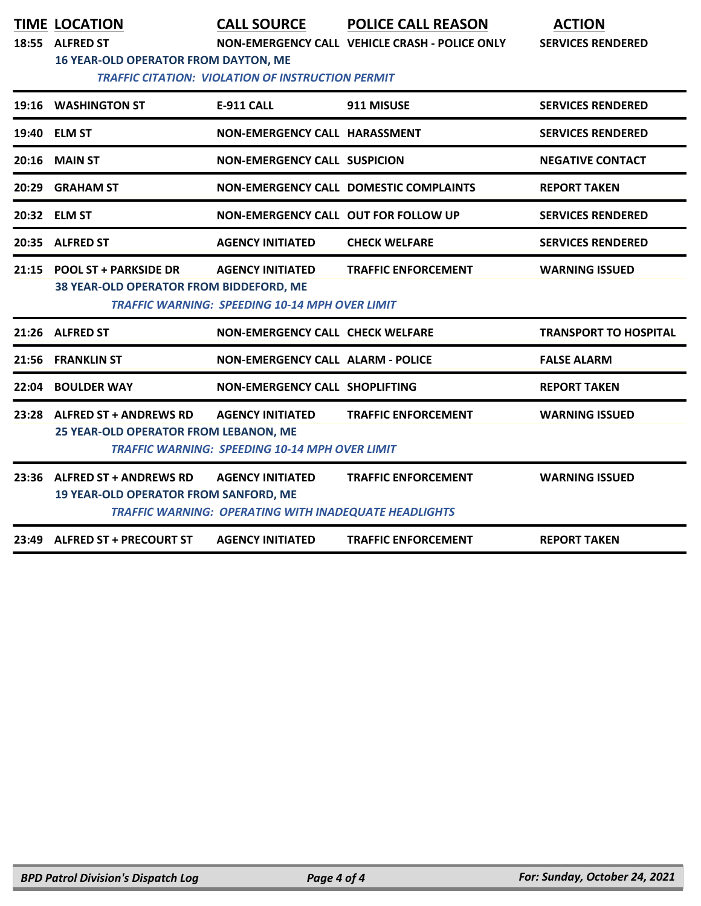| TIME | LOCATION | CALL SOURCE | POLICE CALL REASON | ACTION |
| --- | --- | --- | --- | --- |
| 18:55 | ALFRED ST | NON-EMERGENCY CALL | VEHICLE CRASH - POLICE ONLY | SERVICES RENDERED |
| | 16 YEAR-OLD OPERATOR FROM DAYTON, ME | | | |
| | *TRAFFIC CITATION: VIOLATION OF INSTRUCTION PERMIT* | | | |
| 19:16 | WASHINGTON ST | E-911 CALL | 911 MISUSE | SERVICES RENDERED |
| 19:40 | ELM ST | NON-EMERGENCY CALL | HARASSMENT | SERVICES RENDERED |
| 20:16 | MAIN ST | NON-EMERGENCY CALL | SUSPICION | NEGATIVE CONTACT |
| 20:29 | GRAHAM ST | NON-EMERGENCY CALL | DOMESTIC COMPLAINTS | REPORT TAKEN |
| 20:32 | ELM ST | NON-EMERGENCY CALL | OUT FOR FOLLOW UP | SERVICES RENDERED |
| 20:35 | ALFRED ST | AGENCY INITIATED | CHECK WELFARE | SERVICES RENDERED |
| 21:15 | POOL ST + PARKSIDE DR | AGENCY INITIATED | TRAFFIC ENFORCEMENT | WARNING ISSUED |
| | 38 YEAR-OLD OPERATOR FROM BIDDEFORD, ME | | | |
| | *TRAFFIC WARNING: SPEEDING 10-14 MPH OVER LIMIT* | | | |
| 21:26 | ALFRED ST | NON-EMERGENCY CALL | CHECK WELFARE | TRANSPORT TO HOSPITAL |
| 21:56 | FRANKLIN ST | NON-EMERGENCY CALL | ALARM - POLICE | FALSE ALARM |
| 22:04 | BOULDER WAY | NON-EMERGENCY CALL | SHOPLIFTING | REPORT TAKEN |
| 23:28 | ALFRED ST + ANDREWS RD | AGENCY INITIATED | TRAFFIC ENFORCEMENT | WARNING ISSUED |
| | 25 YEAR-OLD OPERATOR FROM LEBANON, ME | | | |
| | *TRAFFIC WARNING: SPEEDING 10-14 MPH OVER LIMIT* | | | |
| 23:36 | ALFRED ST + ANDREWS RD | AGENCY INITIATED | TRAFFIC ENFORCEMENT | WARNING ISSUED |
| | 19 YEAR-OLD OPERATOR FROM SANFORD, ME | | | |
| | *TRAFFIC WARNING: OPERATING WITH INADEQUATE HEADLIGHTS* | | | |
| 23:49 | ALFRED ST + PRECOURT ST | AGENCY INITIATED | TRAFFIC ENFORCEMENT | REPORT TAKEN |